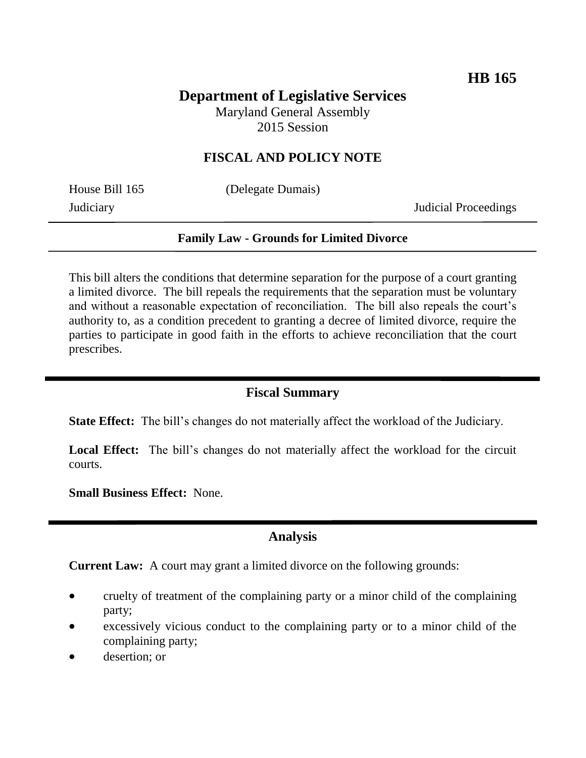**HB 165**

# Department of Legislative Services

Maryland General Assembly
2015 Session

## FISCAL AND POLICY NOTE

House Bill 165 (Delegate Dumais)
Judiciary Judicial Proceedings

---

**Family Law - Grounds for Limited Divorce**

---

This bill alters the conditions that determine separation for the purpose of a court granting a limited divorce. The bill repeals the requirements that the separation must be voluntary and without a reasonable expectation of reconciliation. The bill also repeals the court's authority to, as a condition precedent to granting a decree of limited divorce, require the parties to participate in good faith in the efforts to achieve reconciliation that the court prescribes.

## Fiscal Summary

**State Effect:** The bill's changes do not materially affect the workload of the Judiciary.

**Local Effect:** The bill's changes do not materially affect the workload for the circuit courts.

**Small Business Effect:** None.

## Analysis

**Current Law:** A court may grant a limited divorce on the following grounds:

- cruelty of treatment of the complaining party or a minor child of the complaining party;
- excessively vicious conduct to the complaining party or to a minor child of the complaining party;
- desertion; or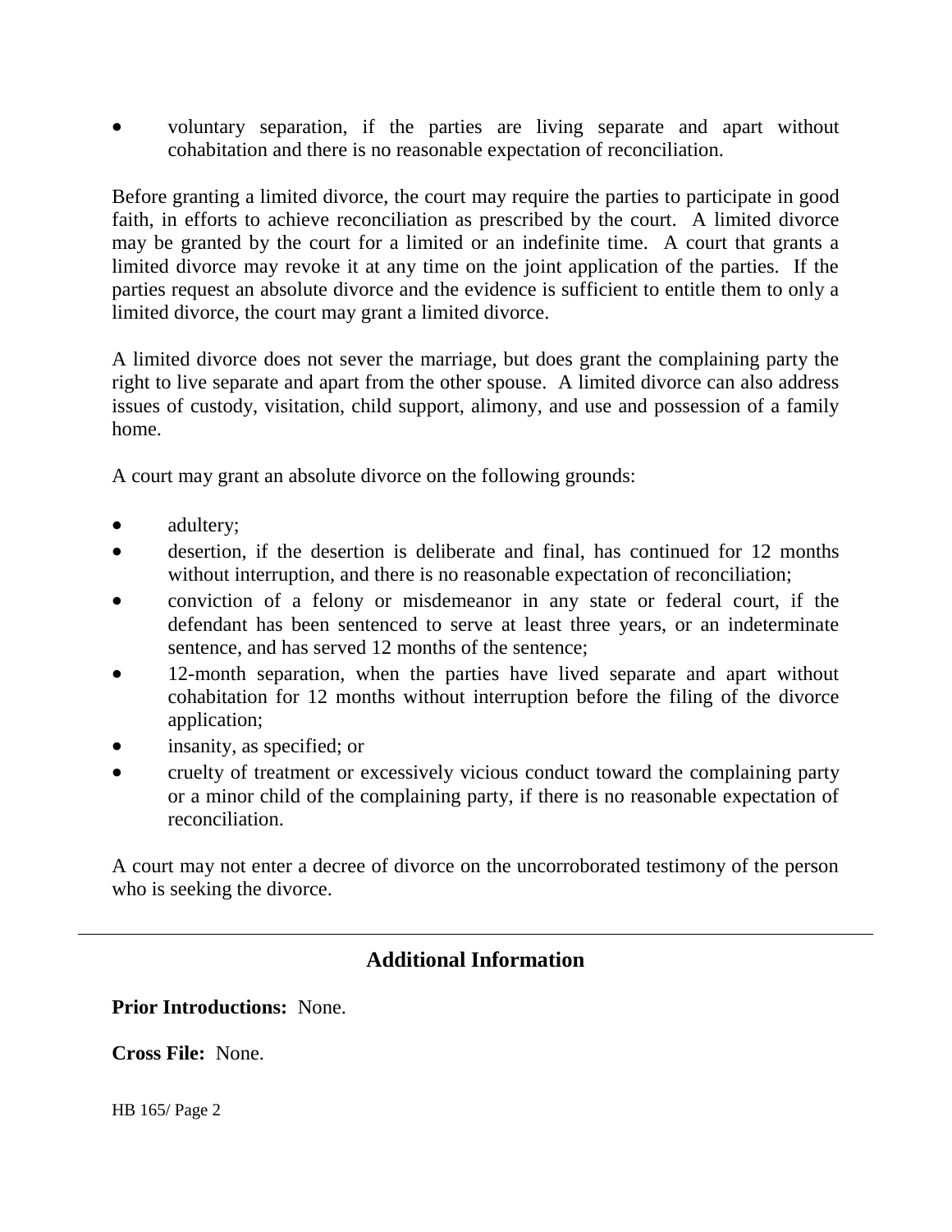- voluntary separation, if the parties are living separate and apart without cohabitation and there is no reasonable expectation of reconciliation.

Before granting a limited divorce, the court may require the parties to participate in good faith, in efforts to achieve reconciliation as prescribed by the court. A limited divorce may be granted by the court for a limited or an indefinite time. A court that grants a limited divorce may revoke it at any time on the joint application of the parties. If the parties request an absolute divorce and the evidence is sufficient to entitle them to only a limited divorce, the court may grant a limited divorce.

A limited divorce does not sever the marriage, but does grant the complaining party the right to live separate and apart from the other spouse. A limited divorce can also address issues of custody, visitation, child support, alimony, and use and possession of a family home.

A court may grant an absolute divorce on the following grounds:

- adultery;
- desertion, if the desertion is deliberate and final, has continued for 12 months without interruption, and there is no reasonable expectation of reconciliation;
- conviction of a felony or misdemeanor in any state or federal court, if the defendant has been sentenced to serve at least three years, or an indeterminate sentence, and has served 12 months of the sentence;
- 12-month separation, when the parties have lived separate and apart without cohabitation for 12 months without interruption before the filing of the divorce application;
- insanity, as specified; or
- cruelty of treatment or excessively vicious conduct toward the complaining party or a minor child of the complaining party, if there is no reasonable expectation of reconciliation.

A court may not enter a decree of divorce on the uncorroborated testimony of the person who is seeking the divorce.

---

## Additional Information

**Prior Introductions:** None.

**Cross File:** None.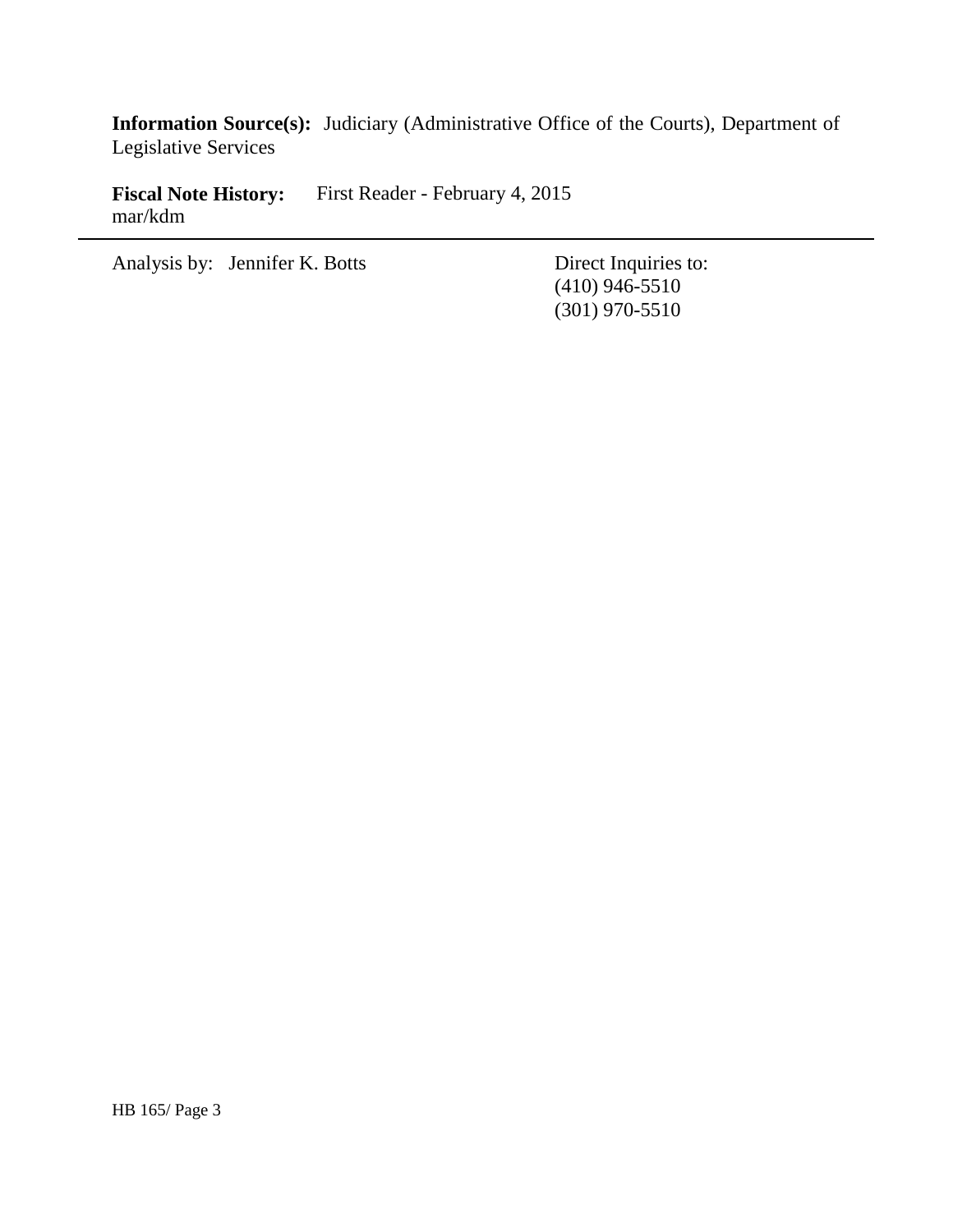**Information Source(s):** Judiciary (Administrative Office of the Courts), Department of Legislative Services

**Fiscal Note History:** First Reader - February 4, 2015
mar/kdm

---

Analysis by: Jennifer K. Botts

Direct Inquiries to:
(410) 946-5510
(301) 970-5510